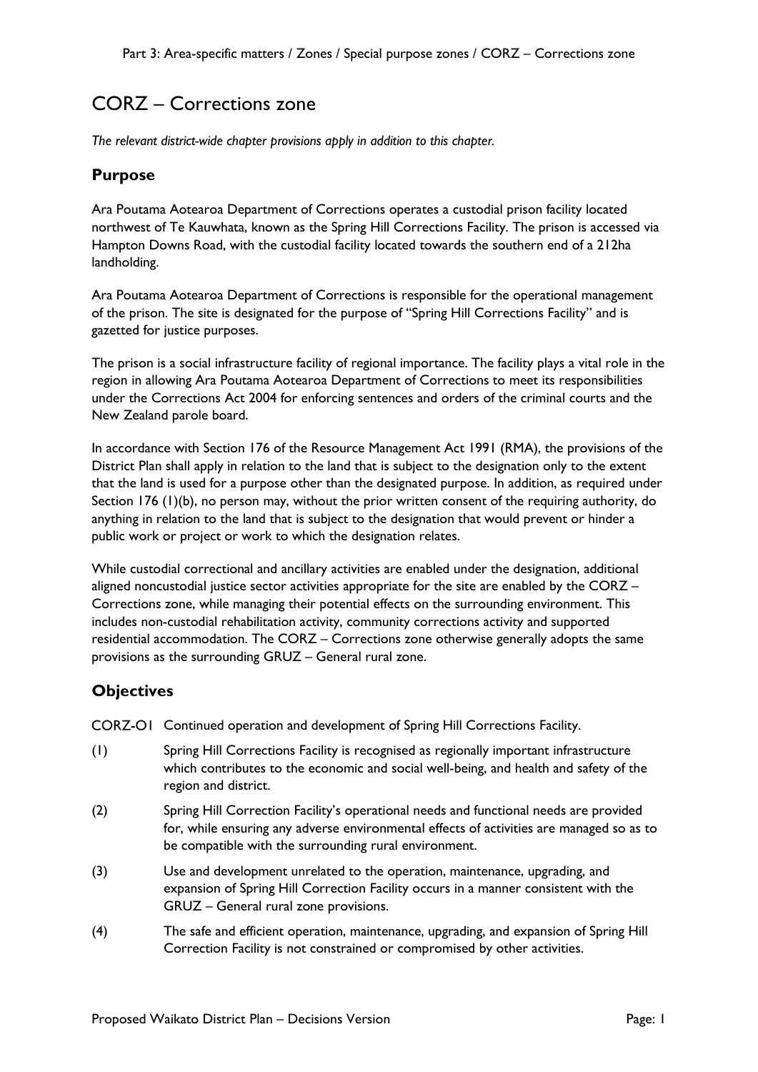# CORZ – Corrections zone

*The relevant district-wide chapter provisions apply in addition to this chapter.*

## Purpose

Ara Poutama Aotearoa Department of Corrections operates a custodial prison facility located northwest of Te Kauwhata, known as the Spring Hill Corrections Facility. The prison is accessed via Hampton Downs Road, with the custodial facility located towards the southern end of a 212ha landholding.

Ara Poutama Aotearoa Department of Corrections is responsible for the operational management of the prison. The site is designated for the purpose of "Spring Hill Corrections Facility" and is gazetted for justice purposes.

The prison is a social infrastructure facility of regional importance. The facility plays a vital role in the region in allowing Ara Poutama Aotearoa Department of Corrections to meet its responsibilities under the Corrections Act 2004 for enforcing sentences and orders of the criminal courts and the New Zealand parole board.

In accordance with Section 176 of the Resource Management Act 1991 (RMA), the provisions of the District Plan shall apply in relation to the land that is subject to the designation only to the extent that the land is used for a purpose other than the designated purpose. In addition, as required under Section 176 (1)(b), no person may, without the prior written consent of the requiring authority, do anything in relation to the land that is subject to the designation that would prevent or hinder a public work or project or work to which the designation relates.

While custodial correctional and ancillary activities are enabled under the designation, additional aligned noncustodial justice sector activities appropriate for the site are enabled by the CORZ – Corrections zone, while managing their potential effects on the surrounding environment. This includes non-custodial rehabilitation activity, community corrections activity and supported residential accommodation. The CORZ – Corrections zone otherwise generally adopts the same provisions as the surrounding GRUZ – General rural zone.

## Objectives

CORZ-O1 Continued operation and development of Spring Hill Corrections Facility.

(1) Spring Hill Corrections Facility is recognised as regionally important infrastructure which contributes to the economic and social well-being, and health and safety of the region and district.

(2) Spring Hill Correction Facility's operational needs and functional needs are provided for, while ensuring any adverse environmental effects of activities are managed so as to be compatible with the surrounding rural environment.

(3) Use and development unrelated to the operation, maintenance, upgrading, and expansion of Spring Hill Correction Facility occurs in a manner consistent with the GRUZ – General rural zone provisions.

(4) The safe and efficient operation, maintenance, upgrading, and expansion of Spring Hill Correction Facility is not constrained or compromised by other activities.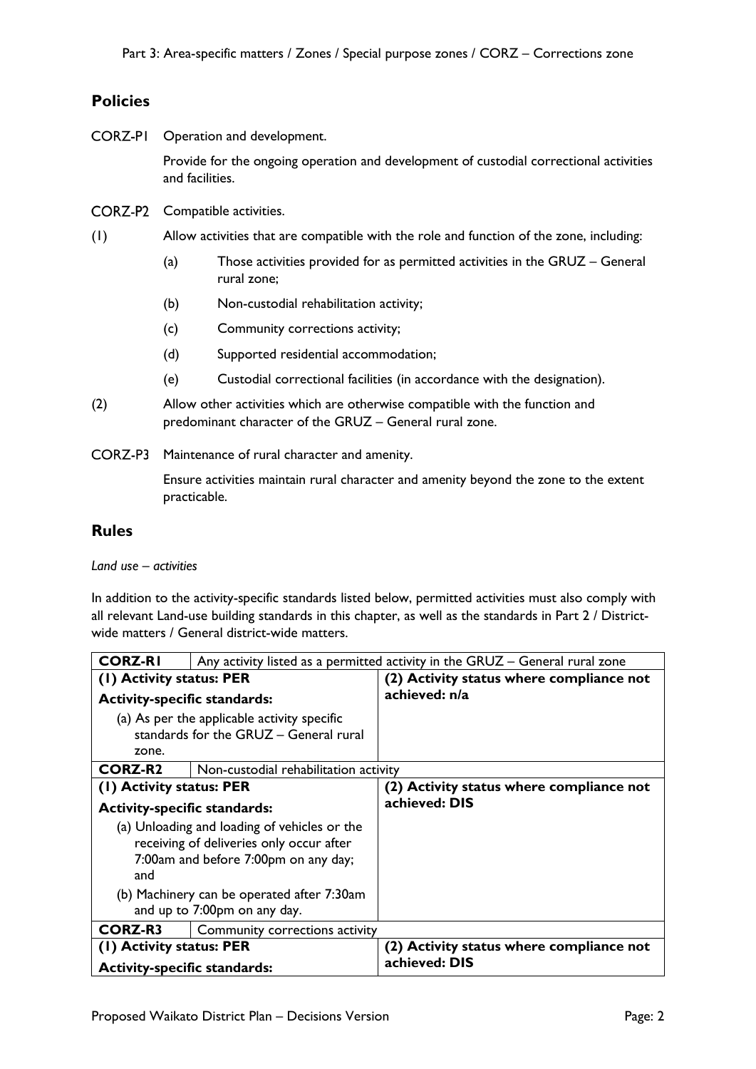## Policies

CORZ-P1 Operation and development.

Provide for the ongoing operation and development of custodial correctional activities and facilities.

CORZ-P2 Compatible activities.

(1) Allow activities that are compatible with the role and function of the zone, including:

- (a) Those activities provided for as permitted activities in the GRUZ – General rural zone;
- (b) Non-custodial rehabilitation activity;
- (c) Community corrections activity;
- (d) Supported residential accommodation;
- (e) Custodial correctional facilities (in accordance with the designation).

(2) Allow other activities which are otherwise compatible with the function and predominant character of the GRUZ – General rural zone.

CORZ-P3 Maintenance of rural character and amenity.

Ensure activities maintain rural character and amenity beyond the zone to the extent practicable.

## Rules

*Land use – activities*

In addition to the activity-specific standards listed below, permitted activities must also comply with all relevant Land-use building standards in this chapter, as well as the standards in Part 2 / District-wide matters / General district-wide matters.

| **CORZ-R1** | Any activity listed as a permitted activity in the GRUZ – General rural zone |
|---|---|
| **(1) Activity status: PER**<br>**Activity-specific standards:**<br>(a) As per the applicable activity specific standards for the GRUZ – General rural zone. | **(2) Activity status where compliance not achieved: n/a** |
| **CORZ-R2** | Non-custodial rehabilitation activity |
| **(1) Activity status: PER**<br>**Activity-specific standards:**<br>(a) Unloading and loading of vehicles or the receiving of deliveries only occur after 7:00am and before 7:00pm on any day; and<br>(b) Machinery can be operated after 7:30am and up to 7:00pm on any day. | **(2) Activity status where compliance not achieved: DIS** |
| **CORZ-R3** | Community corrections activity |
| **(1) Activity status: PER**<br>**Activity-specific standards:** | **(2) Activity status where compliance not achieved: DIS** |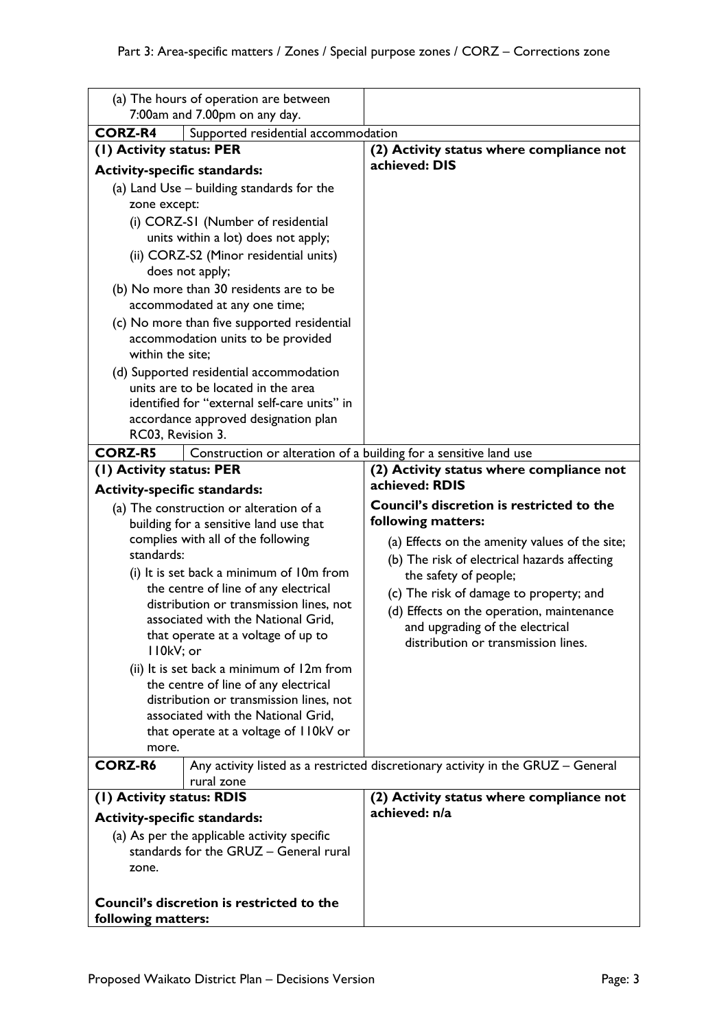| | |
|---|---|
| (a) The hours of operation are between 7:00am and 7.00pm on any day. | |
| **CORZ-R4** Supported residential accommodation | |
| **(1) Activity status: PER**<br><br>**Activity-specific standards:**<br><br>(a) Land Use – building standards for the zone except:<br>(i) CORZ-S1 (Number of residential units within a lot) does not apply;<br>(ii) CORZ-S2 (Minor residential units) does not apply;<br>(b) No more than 30 residents are to be accommodated at any one time;<br>(c) No more than five supported residential accommodation units to be provided within the site;<br>(d) Supported residential accommodation units are to be located in the area identified for "external self-care units" in accordance approved designation plan RC03, Revision 3. | **(2) Activity status where compliance not achieved: DIS** |
| **CORZ-R5** Construction or alteration of a building for a sensitive land use | |
| **(1) Activity status: PER**<br><br>**Activity-specific standards:**<br><br>(a) The construction or alteration of a building for a sensitive land use that complies with all of the following standards:<br>(i) It is set back a minimum of 10m from the centre of line of any electrical distribution or transmission lines, not associated with the National Grid, that operate at a voltage of up to 110kV; or<br>(ii) It is set back a minimum of 12m from the centre of line of any electrical distribution or transmission lines, not associated with the National Grid, that operate at a voltage of 110kV or more. | **(2) Activity status where compliance not achieved: RDIS**<br><br>**Council's discretion is restricted to the following matters:**<br><br>(a) Effects on the amenity values of the site;<br>(b) The risk of electrical hazards affecting the safety of people;<br>(c) The risk of damage to property; and<br>(d) Effects on the operation, maintenance and upgrading of the electrical distribution or transmission lines. |
| **CORZ-R6** Any activity listed as a restricted discretionary activity in the GRUZ – General rural zone | |
| **(1) Activity status: RDIS**<br><br>**Activity-specific standards:**<br><br>(a) As per the applicable activity specific standards for the GRUZ – General rural zone.<br><br>**Council's discretion is restricted to the following matters:** | **(2) Activity status where compliance not achieved: n/a** |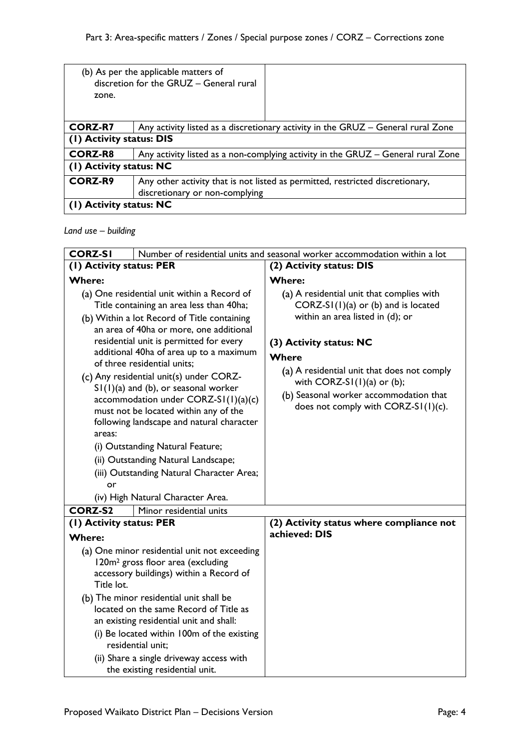| | |
|---|---|
| (b) As per the applicable matters of discretion for the GRUZ – General rural zone. | |

| **CORZ-R7** | Any activity listed as a discretionary activity in the GRUZ – General rural Zone |
|---|---|
| **(1) Activity status: DIS** | |

| **CORZ-R8** | Any activity listed as a non-complying activity in the GRUZ – General rural Zone |
|---|---|
| **(1) Activity status: NC** | |

| **CORZ-R9** | Any other activity that is not listed as permitted, restricted discretionary, discretionary or non-complying |
|---|---|
| **(1) Activity status: NC** | |

*Land use – building*

| **CORZ-S1** | Number of residential units and seasonal worker accommodation within a lot |
|---|---|
| **(1) Activity status: PER**<br><br>**Where:**<br>(a) One residential unit within a Record of Title containing an area less than 40ha;<br>(b) Within a lot Record of Title containing an area of 40ha or more, one additional residential unit is permitted for every additional 40ha of area up to a maximum of three residential units;<br>(c) Any residential unit(s) under CORZ-S1(1)(a) and (b), or seasonal worker accommodation under CORZ-S1(1)(a)(c) must not be located within any of the following landscape and natural character areas:<br>(i) Outstanding Natural Feature;<br>(ii) Outstanding Natural Landscape;<br>(iii) Outstanding Natural Character Area; or<br>(iv) High Natural Character Area. | **(2) Activity status: DIS**<br><br>**Where:**<br>(a) A residential unit that complies with CORZ-S1(1)(a) or (b) and is located within an area listed in (d); or<br><br>**(3) Activity status: NC**<br><br>**Where**<br>(a) A residential unit that does not comply with CORZ-S1(1)(a) or (b);<br>(b) Seasonal worker accommodation that does not comply with CORZ-S1(1)(c). |

| **CORZ-S2** | Minor residential units |
|---|---|
| **(1) Activity status: PER**<br><br>**Where:**<br>(a) One minor residential unit not exceeding 120m² gross floor area (excluding accessory buildings) within a Record of Title lot.<br>(b) The minor residential unit shall be located on the same Record of Title as an existing residential unit and shall:<br>(i) Be located within 100m of the existing residential unit;<br>(ii) Share a single driveway access with the existing residential unit. | **(2) Activity status where compliance not achieved: DIS** |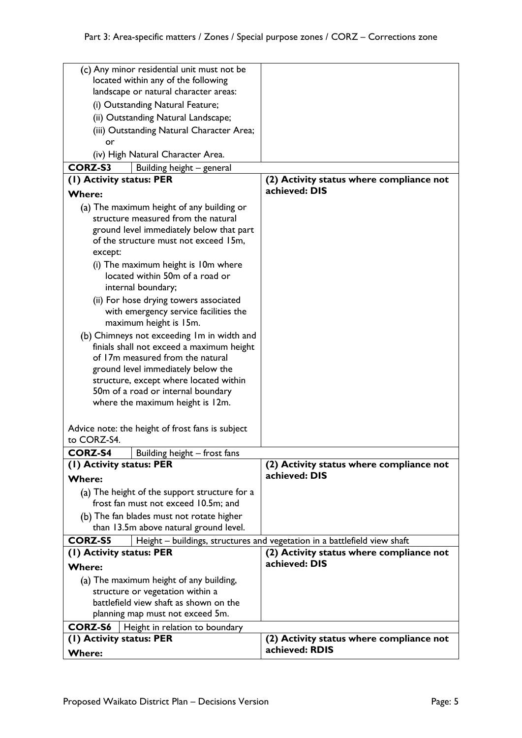| | |
|---|---|
| (c) Any minor residential unit must not be located within any of the following landscape or natural character areas:<br>(i) Outstanding Natural Feature;<br>(ii) Outstanding Natural Landscape;<br>(iii) Outstanding Natural Character Area; or<br>(iv) High Natural Character Area. | |
| **CORZ-S3** Building height – general | |
| **(1) Activity status: PER**<br>**Where:**<br>(a) The maximum height of any building or structure measured from the natural ground level immediately below that part of the structure must not exceed 15m, except:<br>(i) The maximum height is 10m where located within 50m of a road or internal boundary;<br>(ii) For hose drying towers associated with emergency service facilities the maximum height is 15m.<br>(b) Chimneys not exceeding 1m in width and finials shall not exceed a maximum height of 17m measured from the natural ground level immediately below the structure, except where located within 50m of a road or internal boundary where the maximum height is 12m.<br><br>Advice note: the height of frost fans is subject to CORZ-S4. | **(2) Activity status where compliance not achieved: DIS** |
| **CORZ-S4** Building height – frost fans | |
| **(1) Activity status: PER**<br>**Where:**<br>(a) The height of the support structure for a frost fan must not exceed 10.5m; and<br>(b) The fan blades must not rotate higher than 13.5m above natural ground level. | **(2) Activity status where compliance not achieved: DIS** |
| **CORZ-S5** Height – buildings, structures and vegetation in a battlefield view shaft | |
| **(1) Activity status: PER**<br>**Where:**<br>(a) The maximum height of any building, structure or vegetation within a battlefield view shaft as shown on the planning map must not exceed 5m. | **(2) Activity status where compliance not achieved: DIS** |
| **CORZ-S6** Height in relation to boundary | |
| **(1) Activity status: PER**<br>**Where:** | **(2) Activity status where compliance not achieved: RDIS** |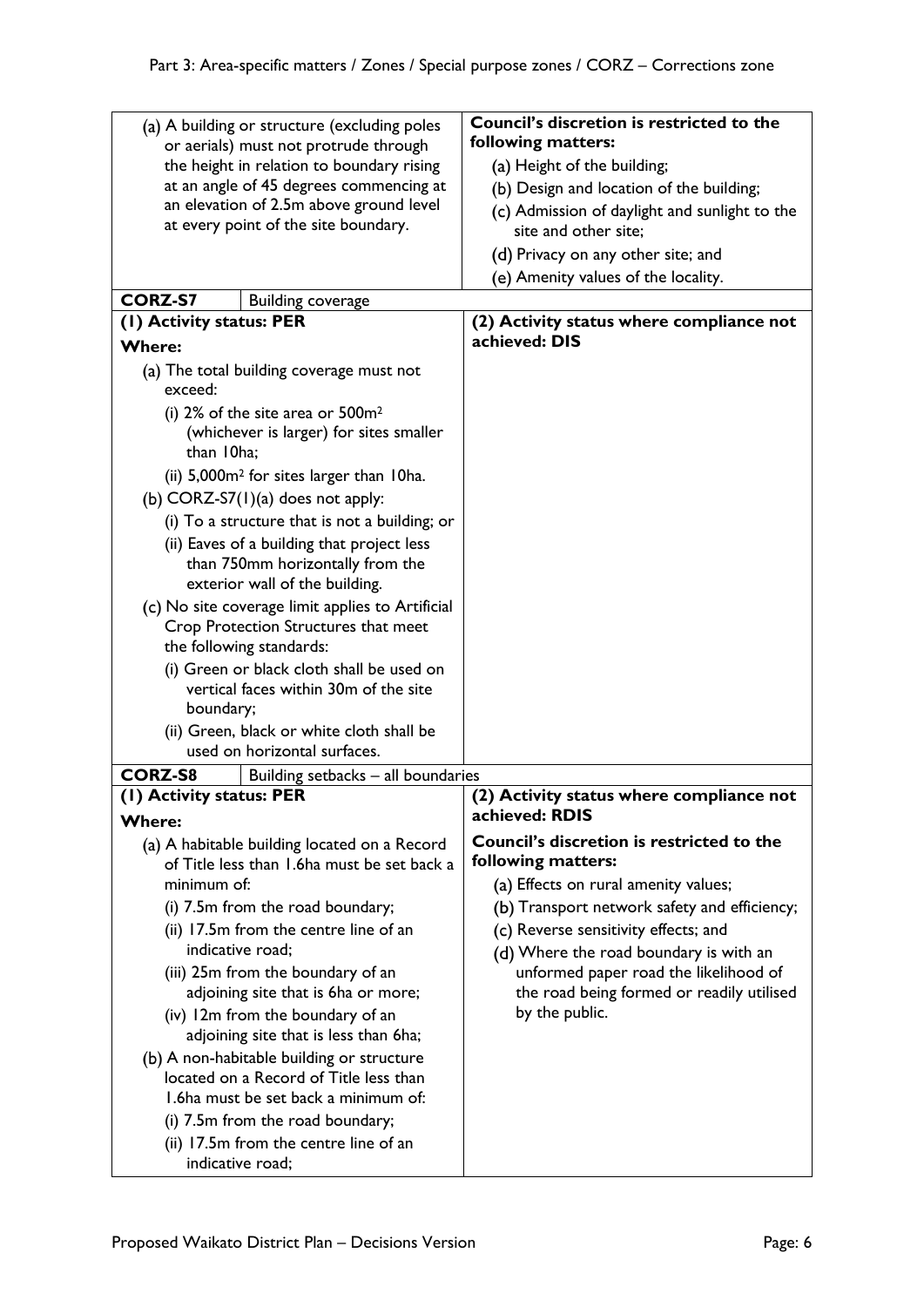| | |
|---|---|
| (a) A building or structure (excluding poles or aerials) must not protrude through the height in relation to boundary rising at an angle of 45 degrees commencing at an elevation of 2.5m above ground level at every point of the site boundary. | **Council's discretion is restricted to the following matters:**<br>(a) Height of the building;<br>(b) Design and location of the building;<br>(c) Admission of daylight and sunlight to the site and other site;<br>(d) Privacy on any other site; and<br>(e) Amenity values of the locality. |
| **CORZ-S7** Building coverage | |
| **(1) Activity status: PER**<br>**Where:**<br>(a) The total building coverage must not exceed:<br>(i) 2% of the site area or 500m² (whichever is larger) for sites smaller than 10ha;<br>(ii) 5,000m² for sites larger than 10ha.<br>(b) CORZ-S7(1)(a) does not apply:<br>(i) To a structure that is not a building; or<br>(ii) Eaves of a building that project less than 750mm horizontally from the exterior wall of the building.<br>(c) No site coverage limit applies to Artificial Crop Protection Structures that meet the following standards:<br>(i) Green or black cloth shall be used on vertical faces within 30m of the site boundary;<br>(ii) Green, black or white cloth shall be used on horizontal surfaces. | **(2) Activity status where compliance not achieved: DIS** |
| **CORZ-S8** Building setbacks – all boundaries | |
| **(1) Activity status: PER**<br>**Where:**<br>(a) A habitable building located on a Record of Title less than 1.6ha must be set back a minimum of:<br>(i) 7.5m from the road boundary;<br>(ii) 17.5m from the centre line of an indicative road;<br>(iii) 25m from the boundary of an adjoining site that is 6ha or more;<br>(iv) 12m from the boundary of an adjoining site that is less than 6ha;<br>(b) A non-habitable building or structure located on a Record of Title less than 1.6ha must be set back a minimum of:<br>(i) 7.5m from the road boundary;<br>(ii) 17.5m from the centre line of an indicative road; | **(2) Activity status where compliance not achieved: RDIS**<br>**Council's discretion is restricted to the following matters:**<br>(a) Effects on rural amenity values;<br>(b) Transport network safety and efficiency;<br>(c) Reverse sensitivity effects; and<br>(d) Where the road boundary is with an unformed paper road the likelihood of the road being formed or readily utilised by the public. |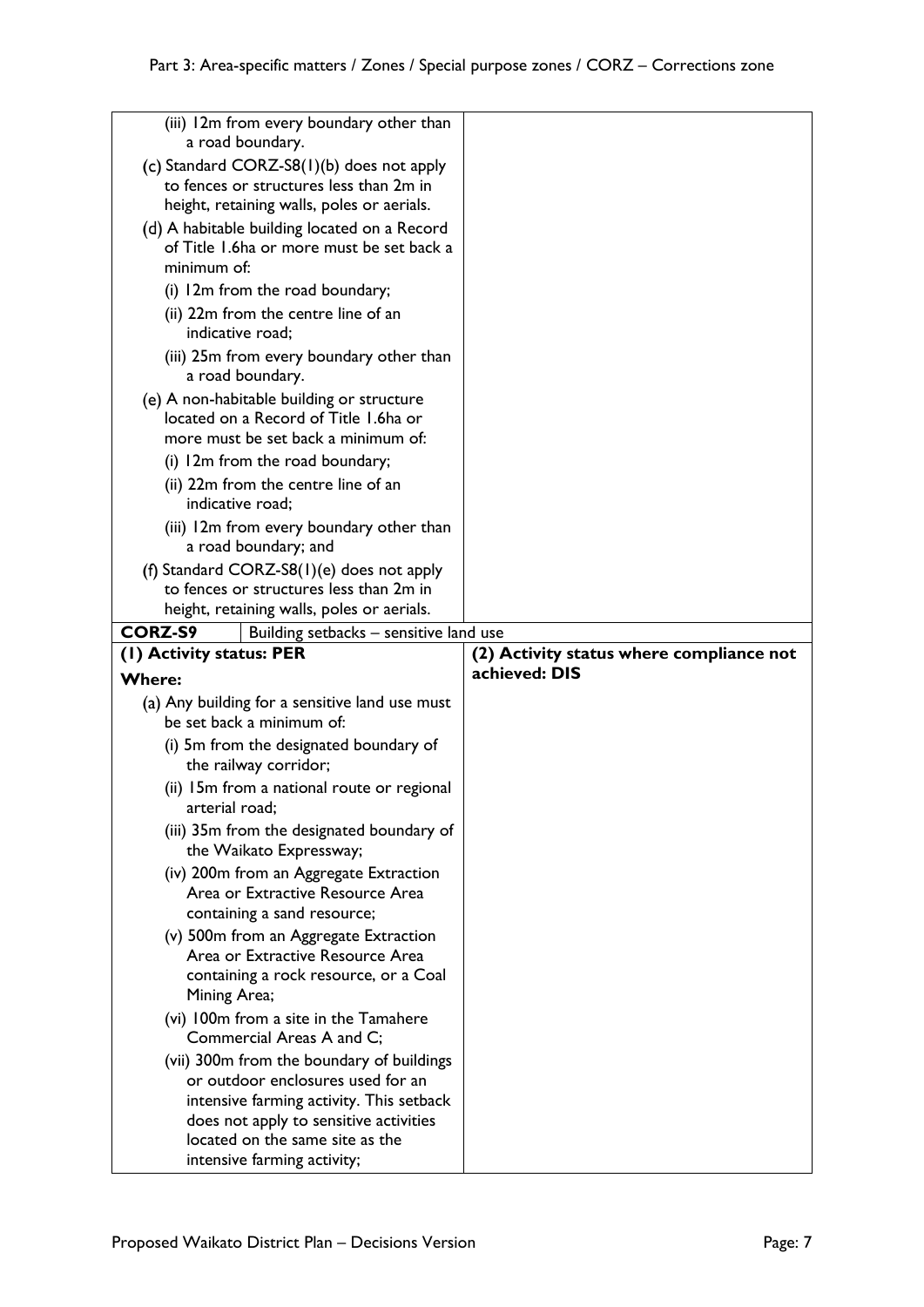| | |
|---|---|
| (iii) 12m from every boundary other than a road boundary.<br>(c) Standard CORZ-S8(1)(b) does not apply to fences or structures less than 2m in height, retaining walls, poles or aerials.<br>(d) A habitable building located on a Record of Title 1.6ha or more must be set back a minimum of:<br>(i) 12m from the road boundary;<br>(ii) 22m from the centre line of an indicative road;<br>(iii) 25m from every boundary other than a road boundary.<br>(e) A non-habitable building or structure located on a Record of Title 1.6ha or more must be set back a minimum of:<br>(i) 12m from the road boundary;<br>(ii) 22m from the centre line of an indicative road;<br>(iii) 12m from every boundary other than a road boundary; and<br>(f) Standard CORZ-S8(1)(e) does not apply to fences or structures less than 2m in height, retaining walls, poles or aerials. | |
| **CORZ-S9** Building setbacks – sensitive land use | |
| **(1) Activity status: PER**<br>**Where:**<br>(a) Any building for a sensitive land use must be set back a minimum of:<br>(i) 5m from the designated boundary of the railway corridor;<br>(ii) 15m from a national route or regional arterial road;<br>(iii) 35m from the designated boundary of the Waikato Expressway;<br>(iv) 200m from an Aggregate Extraction Area or Extractive Resource Area containing a sand resource;<br>(v) 500m from an Aggregate Extraction Area or Extractive Resource Area containing a rock resource, or a Coal Mining Area;<br>(vi) 100m from a site in the Tamahere Commercial Areas A and C;<br>(vii) 300m from the boundary of buildings or outdoor enclosures used for an intensive farming activity. This setback does not apply to sensitive activities located on the same site as the intensive farming activity; | **(2) Activity status where compliance not achieved: DIS** |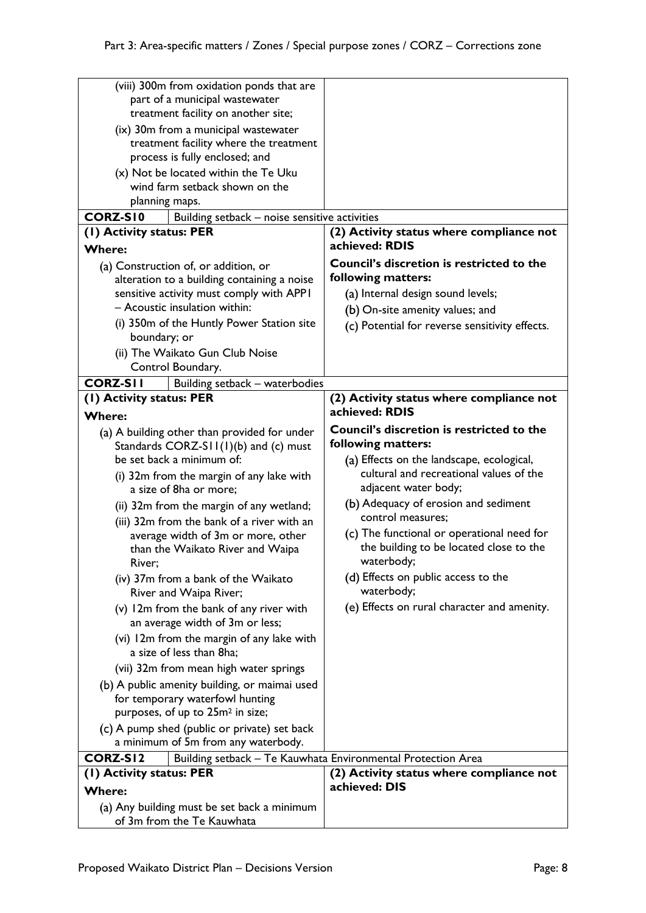| | |
|---|---|
| (viii) 300m from oxidation ponds that are part of a municipal wastewater treatment facility on another site;<br>(ix) 30m from a municipal wastewater treatment facility where the treatment process is fully enclosed; and<br>(x) Not be located within the Te Uku wind farm setback shown on the planning maps. | |
| **CORZ-S10** Building setback – noise sensitive activities | |
| **(1) Activity status: PER**<br>**Where:**<br>(a) Construction of, or addition, or alteration to a building containing a noise sensitive activity must comply with APP1 – Acoustic insulation within:<br>(i) 350m of the Huntly Power Station site boundary; or<br>(ii) The Waikato Gun Club Noise Control Boundary. | **(2) Activity status where compliance not achieved: RDIS**<br>**Council's discretion is restricted to the following matters:**<br>(a) Internal design sound levels;<br>(b) On-site amenity values; and<br>(c) Potential for reverse sensitivity effects. |
| **CORZ-S11** Building setback – waterbodies | |
| **(1) Activity status: PER**<br>**Where:**<br>(a) A building other than provided for under Standards CORZ-S11(1)(b) and (c) must be set back a minimum of:<br>(i) 32m from the margin of any lake with a size of 8ha or more;<br>(ii) 32m from the margin of any wetland;<br>(iii) 32m from the bank of a river with an average width of 3m or more, other than the Waikato River and Waipa River;<br>(iv) 37m from a bank of the Waikato River and Waipa River;<br>(v) 12m from the bank of any river with an average width of 3m or less;<br>(vi) 12m from the margin of any lake with a size of less than 8ha;<br>(vii) 32m from mean high water springs<br>(b) A public amenity building, or maimai used for temporary waterfowl hunting purposes, of up to 25m² in size;<br>(c) A pump shed (public or private) set back a minimum of 5m from any waterbody. | **(2) Activity status where compliance not achieved: RDIS**<br>**Council's discretion is restricted to the following matters:**<br>(a) Effects on the landscape, ecological, cultural and recreational values of the adjacent water body;<br>(b) Adequacy of erosion and sediment control measures;<br>(c) The functional or operational need for the building to be located close to the waterbody;<br>(d) Effects on public access to the waterbody;<br>(e) Effects on rural character and amenity. |
| **CORZ-S12** Building setback – Te Kauwhata Environmental Protection Area | |
| **(1) Activity status: PER**<br>**Where:**<br>(a) Any building must be set back a minimum of 3m from the Te Kauwhata | **(2) Activity status where compliance not achieved: DIS** |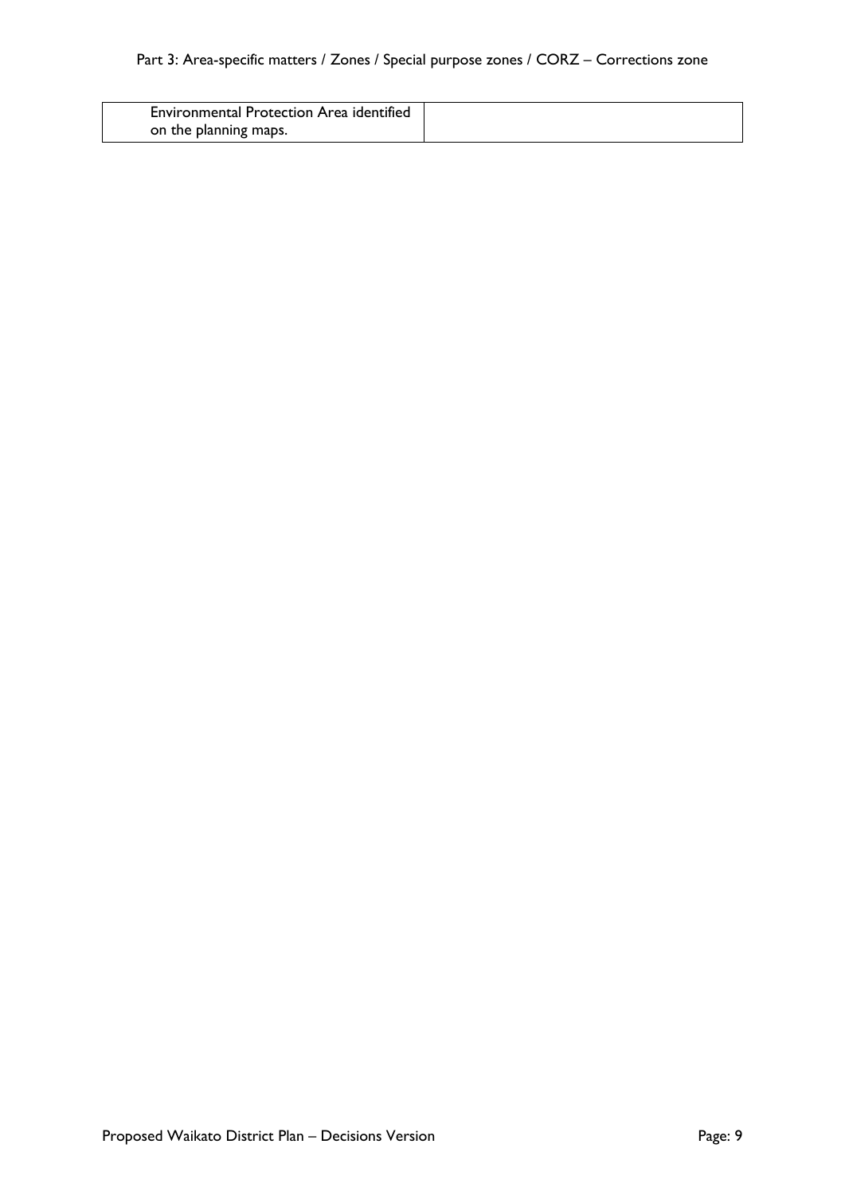| | |
|---|---|
| Environmental Protection Area identified on the planning maps. | |